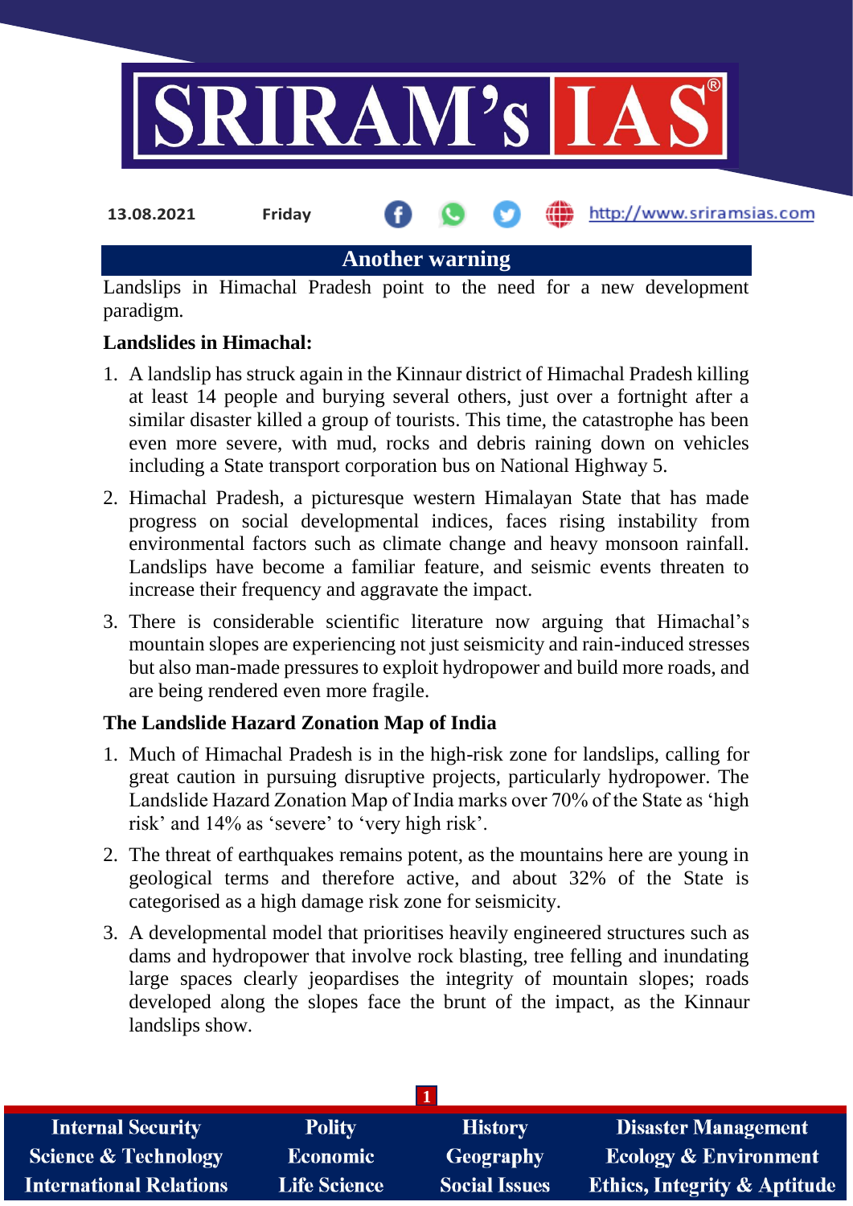13.08.2021 Friday http://www.sriramsias.com

# Another warning

Landslips in Himachal Pradesh point to the need for a new development paradigm.

**Landslides in Himachal:**

1. A landslip has struck again in the Kinnaur district of Himachal Pradesh killing at least 14 people and burying several others, just over a fortnight after a similar disaster killed a group of tourists. This time, the catastrophe has been even more severe, with mud, rocks and debris raining down on vehicles including a State transport corporation bus on National Highway 5.
2. Himachal Pradesh, a picturesque western Himalayan State that has made progress on social developmental indices, faces rising instability from environmental factors such as climate change and heavy monsoon rainfall. Landslips have become a familiar feature, and seismic events threaten to increase their frequency and aggravate the impact.
3. There is considerable scientific literature now arguing that Himachal's mountain slopes are experiencing not just seismicity and rain-induced stresses but also man-made pressures to exploit hydropower and build more roads, and are being rendered even more fragile.

**The Landslide Hazard Zonation Map of India**

1. Much of Himachal Pradesh is in the high-risk zone for landslips, calling for great caution in pursuing disruptive projects, particularly hydropower. The Landslide Hazard Zonation Map of India marks over 70% of the State as 'high risk' and 14% as 'severe' to 'very high risk'.
2. The threat of earthquakes remains potent, as the mountains here are young in geological terms and therefore active, and about 32% of the State is categorised as a high damage risk zone for seismicity.
3. A developmental model that prioritises heavily engineered structures such as dams and hydropower that involve rock blasting, tree felling and inundating large spaces clearly jeopardises the integrity of mountain slopes; roads developed along the slopes face the brunt of the impact, as the Kinnaur landslips show.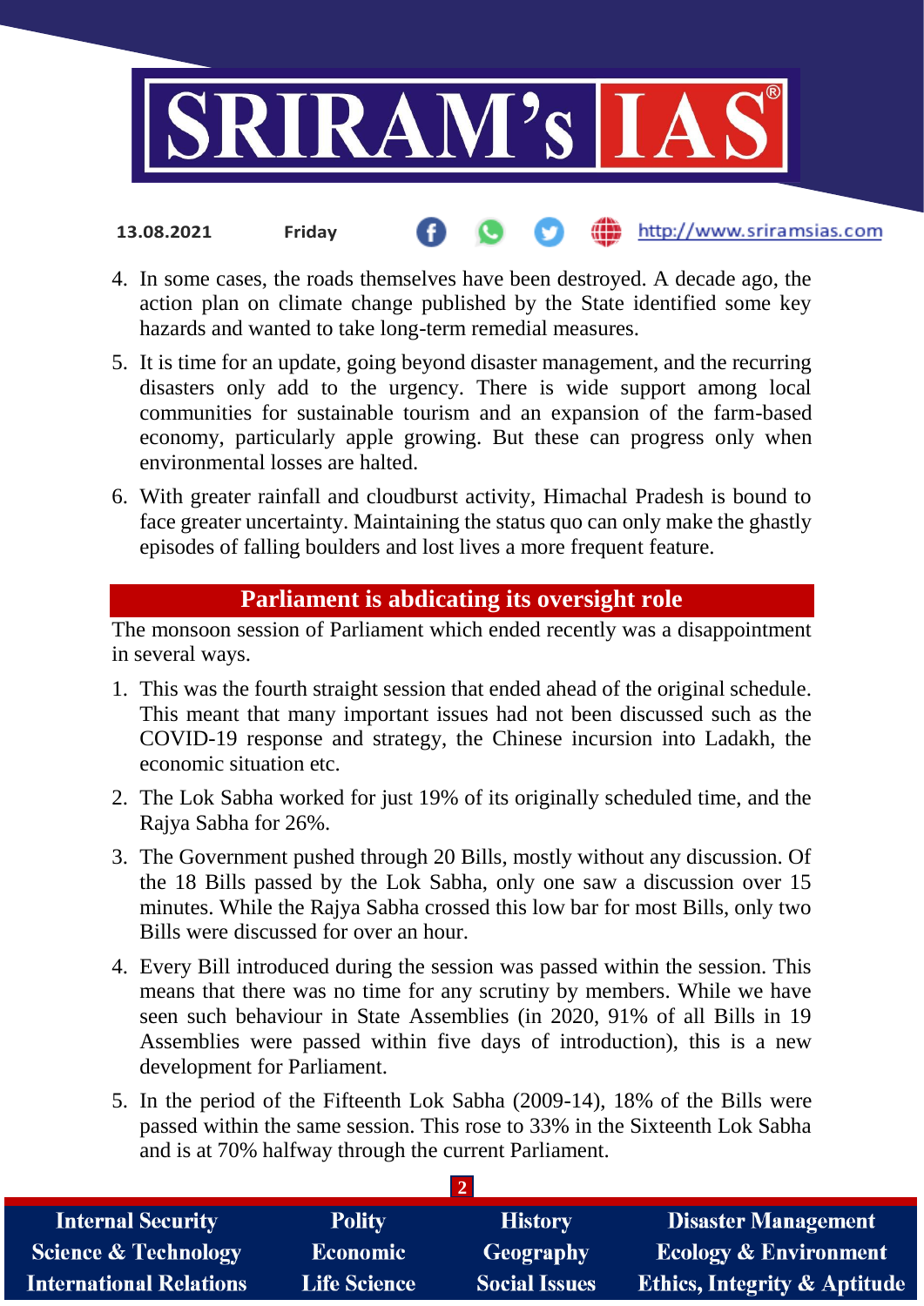4. In some cases, the roads themselves have been destroyed. A decade ago, the action plan on climate change published by the State identified some key hazards and wanted to take long-term remedial measures.
5. It is time for an update, going beyond disaster management, and the recurring disasters only add to the urgency. There is wide support among local communities for sustainable tourism and an expansion of the farm-based economy, particularly apple growing. But these can progress only when environmental losses are halted.
6. With greater rainfall and cloudburst activity, Himachal Pradesh is bound to face greater uncertainty. Maintaining the status quo can only make the ghastly episodes of falling boulders and lost lives a more frequent feature.

## Parliament is abdicating its oversight role

The monsoon session of Parliament which ended recently was a disappointment in several ways.

1. This was the fourth straight session that ended ahead of the original schedule. This meant that many important issues had not been discussed such as the COVID-19 response and strategy, the Chinese incursion into Ladakh, the economic situation etc.
2. The Lok Sabha worked for just 19% of its originally scheduled time, and the Rajya Sabha for 26%.
3. The Government pushed through 20 Bills, mostly without any discussion. Of the 18 Bills passed by the Lok Sabha, only one saw a discussion over 15 minutes. While the Rajya Sabha crossed this low bar for most Bills, only two Bills were discussed for over an hour.
4. Every Bill introduced during the session was passed within the session. This means that there was no time for any scrutiny by members. While we have seen such behaviour in State Assemblies (in 2020, 91% of all Bills in 19 Assemblies were passed within five days of introduction), this is a new development for Parliament.
5. In the period of the Fifteenth Lok Sabha (2009-14), 18% of the Bills were passed within the same session. This rose to 33% in the Sixteenth Lok Sabha and is at 70% halfway through the current Parliament.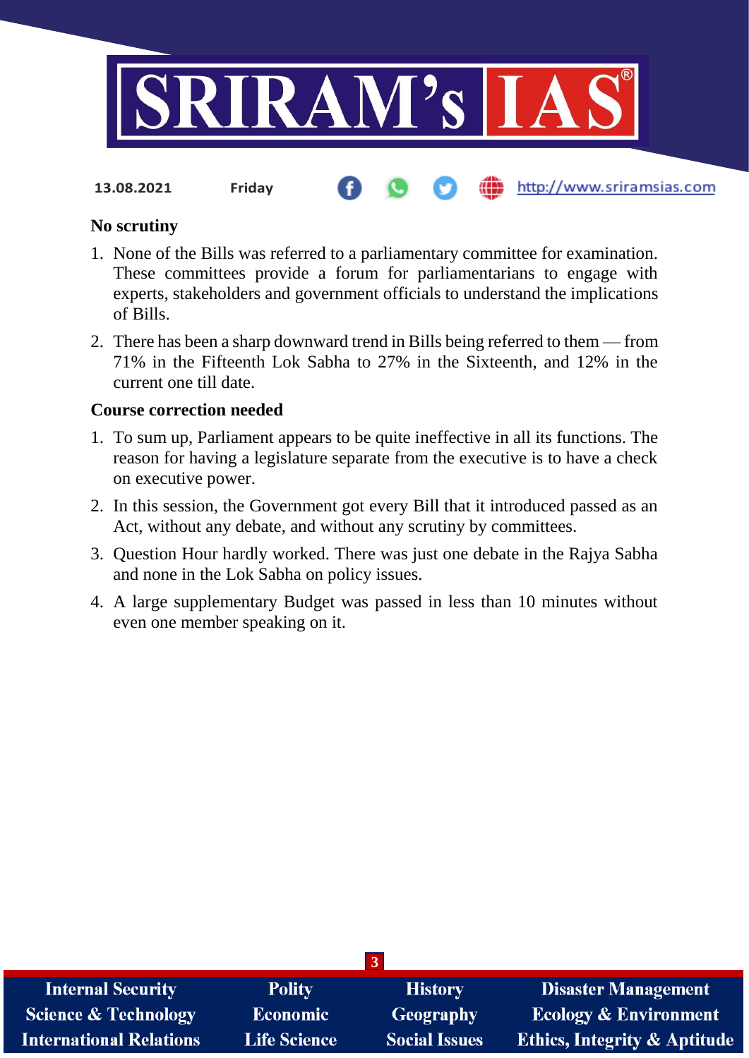**No scrutiny**

1. None of the Bills was referred to a parliamentary committee for examination. These committees provide a forum for parliamentarians to engage with experts, stakeholders and government officials to understand the implications of Bills.
2. There has been a sharp downward trend in Bills being referred to them — from 71% in the Fifteenth Lok Sabha to 27% in the Sixteenth, and 12% in the current one till date.

**Course correction needed**

1. To sum up, Parliament appears to be quite ineffective in all its functions. The reason for having a legislature separate from the executive is to have a check on executive power.
2. In this session, the Government got every Bill that it introduced passed as an Act, without any debate, and without any scrutiny by committees.
3. Question Hour hardly worked. There was just one debate in the Rajya Sabha and none in the Lok Sabha on policy issues.
4. A large supplementary Budget was passed in less than 10 minutes without even one member speaking on it.